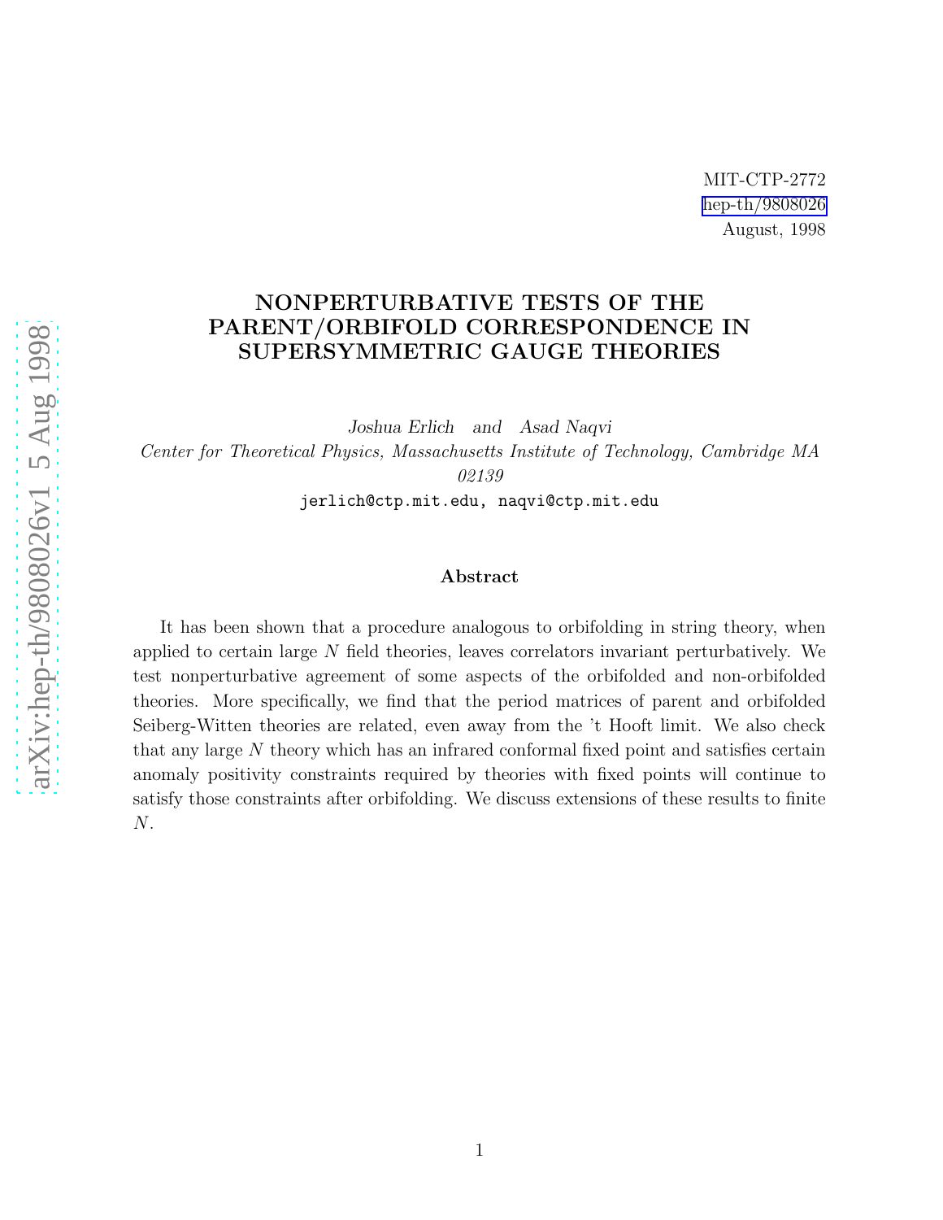MIT-CTP-2772
hep-th/9808026
August, 1998

# NONPERTURBATIVE TESTS OF THE PARENT/ORBIFOLD CORRESPONDENCE IN SUPERSYMMETRIC GAUGE THEORIES

*Joshua Erlich and Asad Naqvi*

*Center for Theoretical Physics, Massachusetts Institute of Technology, Cambridge MA 02139*

jerlich@ctp.mit.edu, naqvi@ctp.mit.edu

### Abstract

It has been shown that a procedure analogous to orbifolding in string theory, when applied to certain large $N$ field theories, leaves correlators invariant perturbatively. We test nonperturbative agreement of some aspects of the orbifolded and non-orbifolded theories. More specifically, we find that the period matrices of parent and orbifolded Seiberg-Witten theories are related, even away from the 't Hooft limit. We also check that any large $N$ theory which has an infrared conformal fixed point and satisfies certain anomaly positivity constraints required by theories with fixed points will continue to satisfy those constraints after orbifolding. We discuss extensions of these results to finite $N$.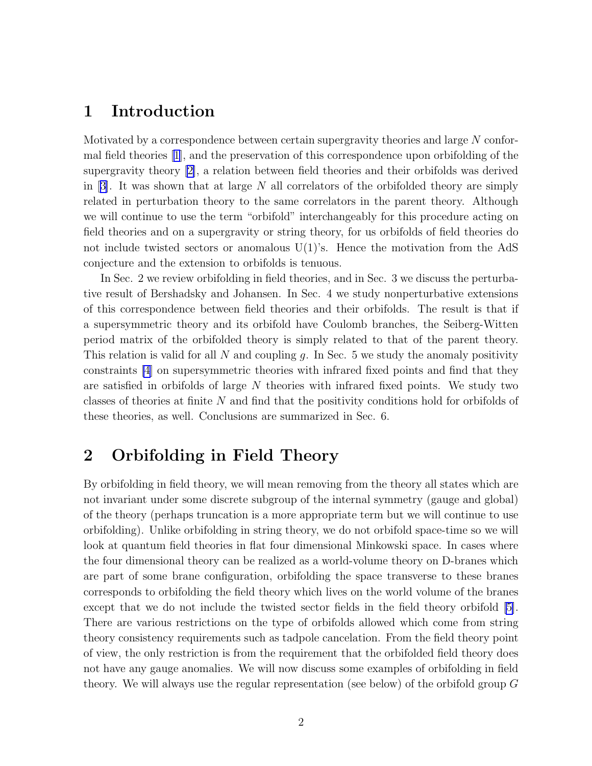# 1 Introduction

Motivated by a correspondence between certain supergravity theories and large $N$ conformal field theories [1], and the preservation of this correspondence upon orbifolding of the supergravity theory [2], a relation between field theories and their orbifolds was derived in [3]. It was shown that at large $N$ all correlators of the orbifolded theory are simply related in perturbation theory to the same correlators in the parent theory. Although we will continue to use the term "orbifold" interchangeably for this procedure acting on field theories and on a supergravity or string theory, for us orbifolds of field theories do not include twisted sectors or anomalous U(1)'s. Hence the motivation from the AdS conjecture and the extension to orbifolds is tenuous.

In Sec. 2 we review orbifolding in field theories, and in Sec. 3 we discuss the perturbative result of Bershadsky and Johansen. In Sec. 4 we study nonperturbative extensions of this correspondence between field theories and their orbifolds. The result is that if a supersymmetric theory and its orbifold have Coulomb branches, the Seiberg-Witten period matrix of the orbifolded theory is simply related to that of the parent theory. This relation is valid for all $N$ and coupling $g$. In Sec. 5 we study the anomaly positivity constraints [4] on supersymmetric theories with infrared fixed points and find that they are satisfied in orbifolds of large $N$ theories with infrared fixed points. We study two classes of theories at finite $N$ and find that the positivity conditions hold for orbifolds of these theories, as well. Conclusions are summarized in Sec. 6.

# 2 Orbifolding in Field Theory

By orbifolding in field theory, we will mean removing from the theory all states which are not invariant under some discrete subgroup of the internal symmetry (gauge and global) of the theory (perhaps truncation is a more appropriate term but we will continue to use orbifolding). Unlike orbifolding in string theory, we do not orbifold space-time so we will look at quantum field theories in flat four dimensional Minkowski space. In cases where the four dimensional theory can be realized as a world-volume theory on D-branes which are part of some brane configuration, orbifolding the space transverse to these branes corresponds to orbifolding the field theory which lives on the world volume of the branes except that we do not include the twisted sector fields in the field theory orbifold [5]. There are various restrictions on the type of orbifolds allowed which come from string theory consistency requirements such as tadpole cancelation. From the field theory point of view, the only restriction is from the requirement that the orbifolded field theory does not have any gauge anomalies. We will now discuss some examples of orbifolding in field theory. We will always use the regular representation (see below) of the orbifold group $G$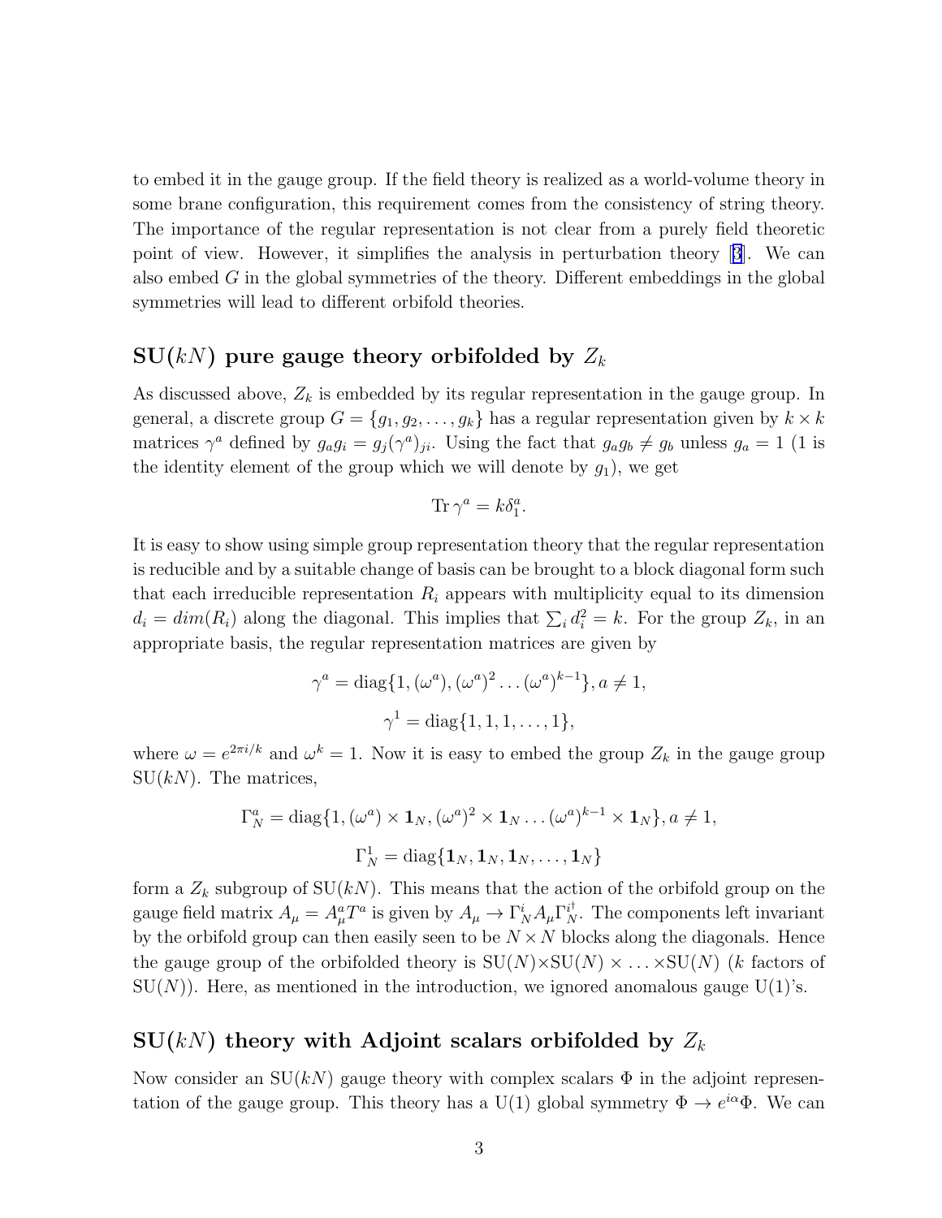to embed it in the gauge group. If the field theory is realized as a world-volume theory in some brane configuration, this requirement comes from the consistency of string theory. The importance of the regular representation is not clear from a purely field theoretic point of view. However, it simplifies the analysis in perturbation theory [3]. We can also embed $G$ in the global symmetries of the theory. Different embeddings in the global symmetries will lead to different orbifold theories.

## SU($kN$) pure gauge theory orbifolded by $Z_k$

As discussed above, $Z_k$ is embedded by its regular representation in the gauge group. In general, a discrete group $G = \{g_1, g_2, \ldots, g_k\}$ has a regular representation given by $k \times k$ matrices $\gamma^a$ defined by $g_a g_i = g_j(\gamma^a)_{ji}$. Using the fact that $g_a g_b \neq g_b$ unless $g_a = 1$ (1 is the identity element of the group which we will denote by $g_1$), we get

$$\mathrm{Tr}\,\gamma^a = k\delta^a_1.$$

It is easy to show using simple group representation theory that the regular representation is reducible and by a suitable change of basis can be brought to a block diagonal form such that each irreducible representation $R_i$ appears with multiplicity equal to its dimension $d_i = dim(R_i)$ along the diagonal. This implies that $\sum_i d_i^2 = k$. For the group $Z_k$, in an appropriate basis, the regular representation matrices are given by

$$\gamma^a = \mathrm{diag}\{1, (\omega^a), (\omega^a)^2 \ldots (\omega^a)^{k-1}\}, a \neq 1,$$

$$\gamma^1 = \mathrm{diag}\{1, 1, 1, \ldots, 1\},$$

where $\omega = e^{2\pi i/k}$ and $\omega^k = 1$. Now it is easy to embed the group $Z_k$ in the gauge group SU($kN$). The matrices,

$$\Gamma^a_N = \mathrm{diag}\{1, (\omega^a) \times \mathbf{1}_N, (\omega^a)^2 \times \mathbf{1}_N \ldots (\omega^a)^{k-1} \times \mathbf{1}_N\}, a \neq 1,$$

$$\Gamma^1_N = \mathrm{diag}\{\mathbf{1}_N, \mathbf{1}_N, \mathbf{1}_N, \ldots, \mathbf{1}_N\}$$

form a $Z_k$ subgroup of SU($kN$). This means that the action of the orbifold group on the gauge field matrix $A_\mu = A^a_\mu T^a$ is given by $A_\mu \to \Gamma^i_N A_\mu \Gamma^{i\dagger}_N$. The components left invariant by the orbifold group can then easily seen to be $N \times N$ blocks along the diagonals. Hence the gauge group of the orbifolded theory is SU($N$)$\times$SU($N$) $\times \ldots \times$SU($N$) ($k$ factors of SU($N$)). Here, as mentioned in the introduction, we ignored anomalous gauge U(1)'s.

## SU($kN$) theory with Adjoint scalars orbifolded by $Z_k$

Now consider an SU($kN$) gauge theory with complex scalars $\Phi$ in the adjoint representation of the gauge group. This theory has a U(1) global symmetry $\Phi \to e^{i\alpha}\Phi$. We can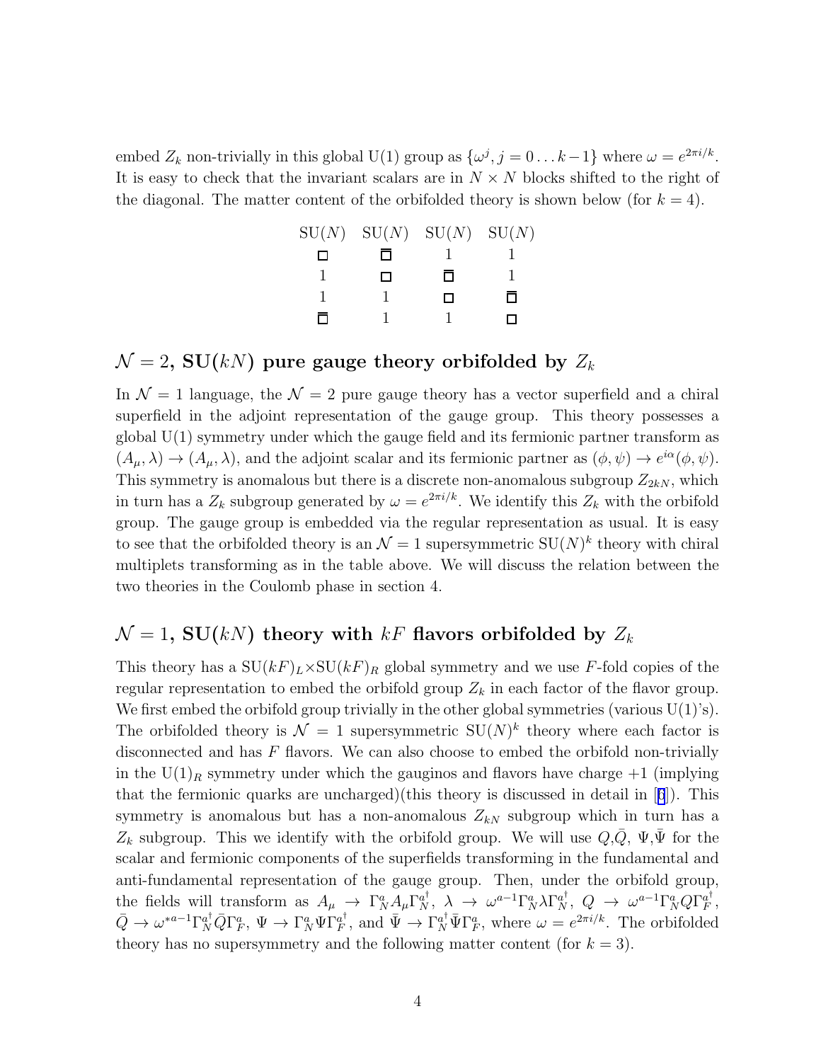embed $Z_k$ non-trivially in this global U(1) group as $\{\omega^j, j = 0 \dots k-1\}$ where $\omega = e^{2\pi i/k}$. It is easy to check that the invariant scalars are in $N \times N$ blocks shifted to the right of the diagonal. The matter content of the orbifolded theory is shown below (for $k = 4$).

| SU($N$) | SU($N$) | SU($N$) | SU($N$) |
|---|---|---|---|
| $\square$ | $\bar{\square}$ | 1 | 1 |
| 1 | $\square$ | $\bar{\square}$ | 1 |
| 1 | 1 | $\square$ | $\bar{\square}$ |
| $\bar{\square}$ | 1 | 1 | $\square$ |

## $\mathcal{N} = 2$, SU($kN$) pure gauge theory orbifolded by $Z_k$

In $\mathcal{N} = 1$ language, the $\mathcal{N} = 2$ pure gauge theory has a vector superfield and a chiral superfield in the adjoint representation of the gauge group. This theory possesses a global U(1) symmetry under which the gauge field and its fermionic partner transform as $(A_\mu, \lambda) \to (A_\mu, \lambda)$, and the adjoint scalar and its fermionic partner as $(\phi, \psi) \to e^{i\alpha}(\phi, \psi)$. This symmetry is anomalous but there is a discrete non-anomalous subgroup $Z_{2kN}$, which in turn has a $Z_k$ subgroup generated by $\omega = e^{2\pi i/k}$. We identify this $Z_k$ with the orbifold group. The gauge group is embedded via the regular representation as usual. It is easy to see that the orbifolded theory is an $\mathcal{N} = 1$ supersymmetric SU($N$)$^k$ theory with chiral multiplets transforming as in the table above. We will discuss the relation between the two theories in the Coulomb phase in section 4.

## $\mathcal{N} = 1$, SU($kN$) theory with $kF$ flavors orbifolded by $Z_k$

This theory has a SU($kF$)$_L \times$SU($kF$)$_R$ global symmetry and we use $F$-fold copies of the regular representation to embed the orbifold group $Z_k$ in each factor of the flavor group. We first embed the orbifold group trivially in the other global symmetries (various U(1)'s). The orbifolded theory is $\mathcal{N} = 1$ supersymmetric SU($N$)$^k$ theory where each factor is disconnected and has $F$ flavors. We can also choose to embed the orbifold non-trivially in the U(1)$_R$ symmetry under which the gauginos and flavors have charge +1 (implying that the fermionic quarks are uncharged)(this theory is discussed in detail in [6]). This symmetry is anomalous but has a non-anomalous $Z_{kN}$ subgroup which in turn has a $Z_k$ subgroup. This we identify with the orbifold group. We will use $Q$,$\bar{Q}$, $\Psi$,$\bar{\Psi}$ for the scalar and fermionic components of the superfields transforming in the fundamental and anti-fundamental representation of the gauge group. Then, under the orbifold group, the fields will transform as $A_\mu \to \Gamma_N^a A_\mu \Gamma_N^{a\dagger}$, $\lambda \to \omega^{a-1}\Gamma_N^a \lambda \Gamma_N^{a\dagger}$, $Q \to \omega^{a-1}\Gamma_N^a Q \Gamma_F^{a\dagger}$, $\bar{Q} \to \omega^{*a-1}\Gamma_N^{a\dagger}\bar{Q}\Gamma_F^a$, $\Psi \to \Gamma_N^a \Psi \Gamma_F^{a\dagger}$, and $\bar{\Psi} \to \Gamma_N^{a\dagger}\bar{\Psi}\Gamma_F^a$, where $\omega = e^{2\pi i/k}$. The orbifolded theory has no supersymmetry and the following matter content (for $k = 3$).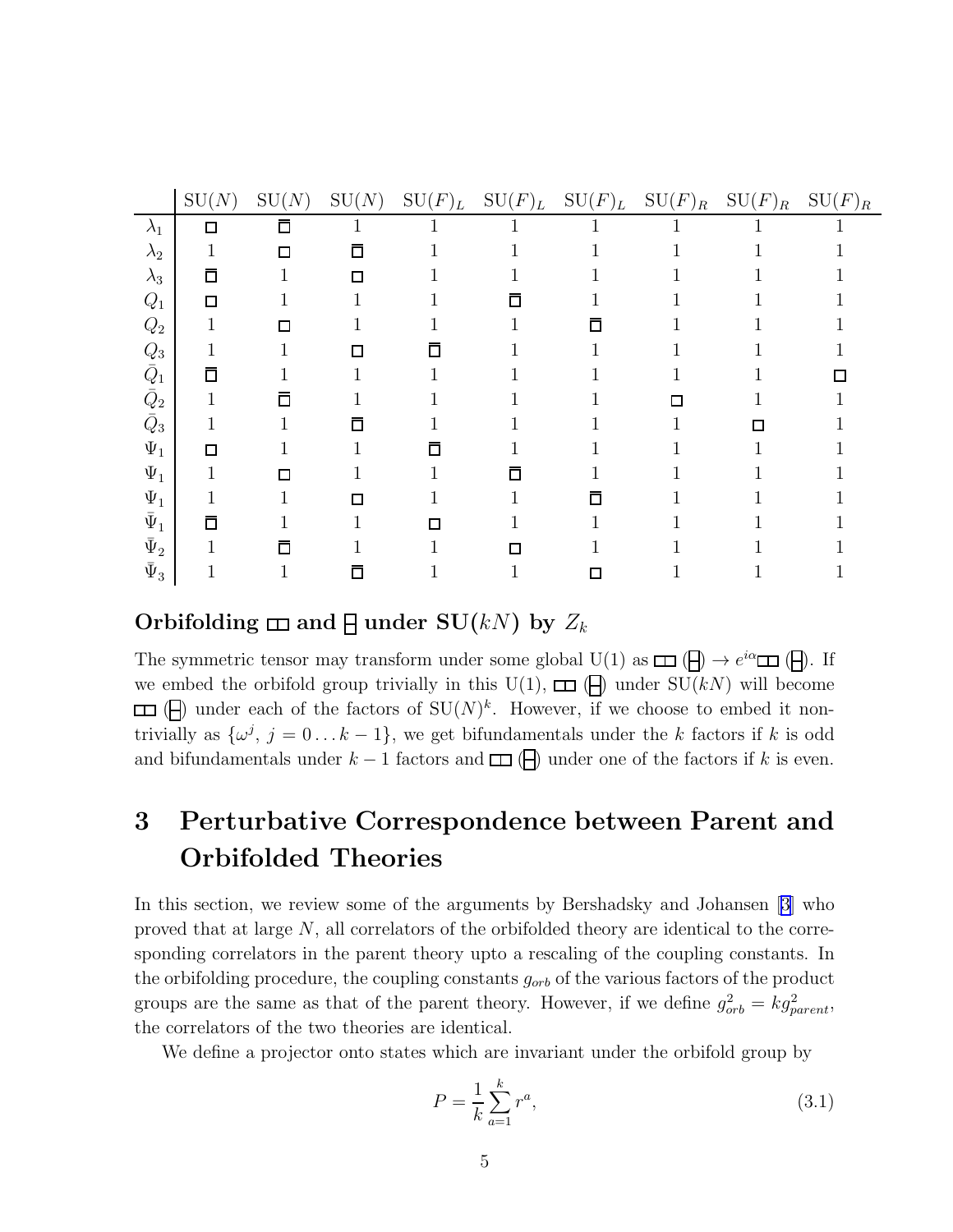| | SU($N$) | SU($N$) | SU($N$) | SU($F$)$_L$ | SU($F$)$_L$ | SU($F$)$_L$ | SU($F$)$_R$ | SU($F$)$_R$ | SU($F$)$_R$ |
|---|---|---|---|---|---|---|---|---|---|
| $\lambda_1$ | $\square$ | $\bar{\square}$ | 1 | 1 | 1 | 1 | 1 | 1 | 1 |
| $\lambda_2$ | 1 | $\square$ | $\bar{\square}$ | 1 | 1 | 1 | 1 | 1 | 1 |
| $\lambda_3$ | $\bar{\square}$ | 1 | $\square$ | 1 | 1 | 1 | 1 | 1 | 1 |
| $Q_1$ | $\square$ | 1 | 1 | 1 | $\bar{\square}$ | 1 | 1 | 1 | 1 |
| $Q_2$ | 1 | $\square$ | 1 | 1 | 1 | $\bar{\square}$ | 1 | 1 | 1 |
| $Q_3$ | 1 | 1 | $\square$ | $\bar{\square}$ | 1 | 1 | 1 | 1 | 1 |
| $\bar{Q}_1$ | $\bar{\square}$ | 1 | 1 | 1 | 1 | 1 | 1 | 1 | $\square$ |
| $\bar{Q}_2$ | 1 | $\bar{\square}$ | 1 | 1 | 1 | 1 | $\square$ | 1 | 1 |
| $\bar{Q}_3$ | 1 | 1 | $\bar{\square}$ | 1 | 1 | 1 | 1 | $\square$ | 1 |
| $\Psi_1$ | $\square$ | 1 | 1 | $\bar{\square}$ | 1 | 1 | 1 | 1 | 1 |
| $\Psi_1$ | 1 | $\square$ | 1 | 1 | $\bar{\square}$ | 1 | 1 | 1 | 1 |
| $\Psi_1$ | 1 | 1 | $\square$ | 1 | 1 | $\bar{\square}$ | 1 | 1 | 1 |
| $\bar{\Psi}_1$ | $\bar{\square}$ | 1 | 1 | $\square$ | 1 | 1 | 1 | 1 | 1 |
| $\bar{\Psi}_2$ | 1 | $\bar{\square}$ | 1 | 1 | $\square$ | 1 | 1 | 1 | 1 |
| $\bar{\Psi}_3$ | 1 | 1 | $\bar{\square}$ | 1 | 1 | $\square$ | 1 | 1 | 1 |

### Orbifolding $\square\square$ and $\begin{smallmatrix}\square\\\square\end{smallmatrix}$ under SU($kN$) by $Z_k$

The symmetric tensor may transform under some global U(1) as $\square\square$ ($\begin{smallmatrix}\square\\\square\end{smallmatrix}$) $\to e^{i\alpha}\square\square$ ($\begin{smallmatrix}\square\\\square\end{smallmatrix}$). If we embed the orbifold group trivially in this U(1), $\square\square$ ($\begin{smallmatrix}\square\\\square\end{smallmatrix}$) under SU($kN$) will become $\square\square$ ($\begin{smallmatrix}\square\\\square\end{smallmatrix}$) under each of the factors of SU($N$)$^k$. However, if we choose to embed it non-trivially as $\{\omega^j,\ j = 0 \ldots k-1\}$, we get bifundamentals under the $k$ factors if $k$ is odd and bifundamentals under $k-1$ factors and $\square\square$ ($\begin{smallmatrix}\square\\\square\end{smallmatrix}$) under one of the factors if $k$ is even.

# 3 Perturbative Correspondence between Parent and Orbifolded Theories

In this section, we review some of the arguments by Bershadsky and Johansen [3] who proved that at large $N$, all correlators of the orbifolded theory are identical to the corresponding correlators in the parent theory upto a rescaling of the coupling constants. In the orbifolding procedure, the coupling constants $g_{orb}$ of the various factors of the product groups are the same as that of the parent theory. However, if we define $g^2_{orb} = kg^2_{parent}$, the correlators of the two theories are identical.

We define a projector onto states which are invariant under the orbifold group by

$$P = \frac{1}{k}\sum_{a=1}^{k} r^a, \tag{3.1}$$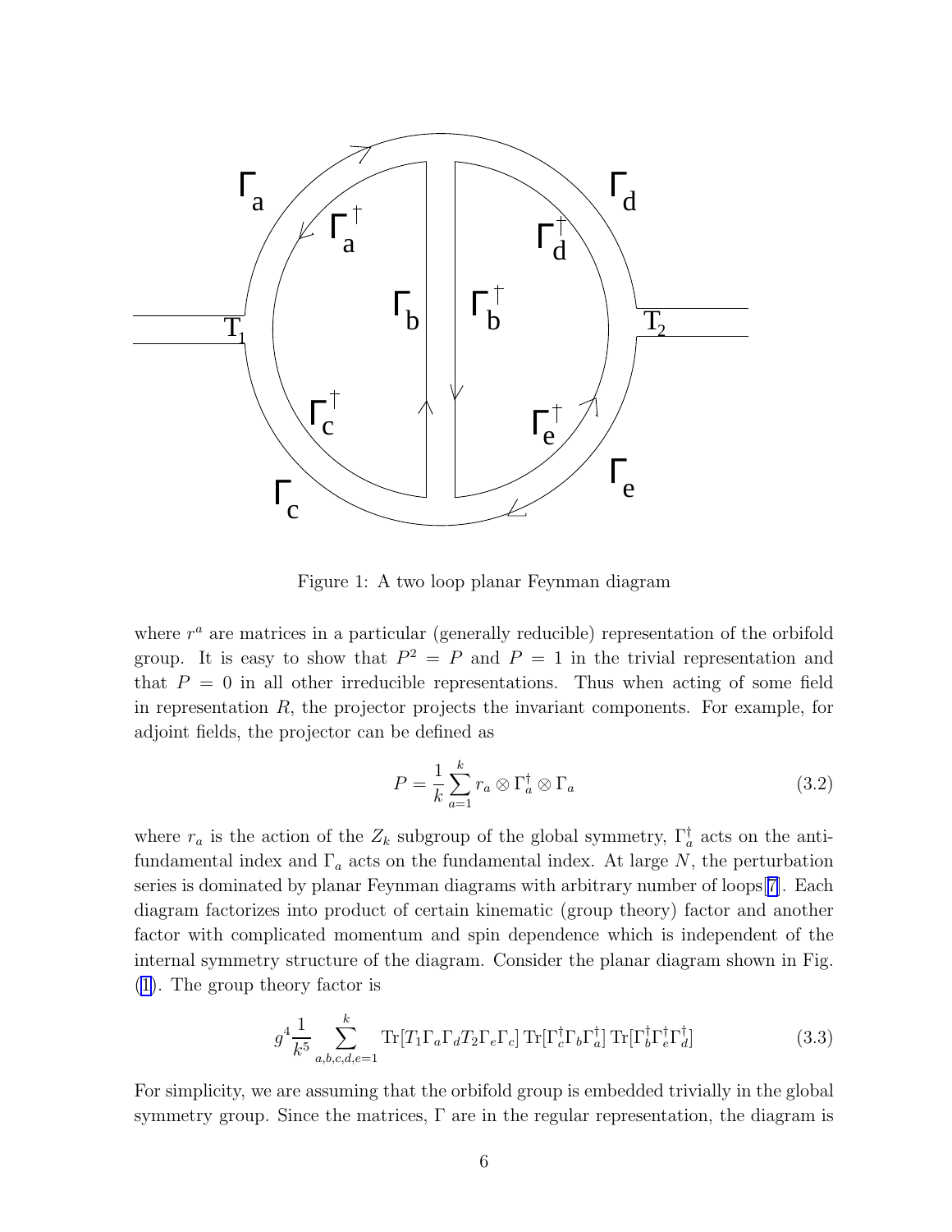Figure 1: A two loop planar Feynman diagram

where $r^a$ are matrices in a particular (generally reducible) representation of the orbifold group. It is easy to show that $P^2 = P$ and $P = 1$ in the trivial representation and that $P = 0$ in all other irreducible representations. Thus when acting of some field in representation $R$, the projector projects the invariant components. For example, for adjoint fields, the projector can be defined as

$$P = \frac{1}{k} \sum_{a=1}^{k} r_a \otimes \Gamma_a^\dagger \otimes \Gamma_a \tag{3.2}$$

where $r_a$ is the action of the $Z_k$ subgroup of the global symmetry, $\Gamma_a^\dagger$ acts on the anti-fundamental index and $\Gamma_a$ acts on the fundamental index. At large $N$, the perturbation series is dominated by planar Feynman diagrams with arbitrary number of loops[7]. Each diagram factorizes into product of certain kinematic (group theory) factor and another factor with complicated momentum and spin dependence which is independent of the internal symmetry structure of the diagram. Consider the planar diagram shown in Fig. (1). The group theory factor is

$$g^4 \frac{1}{k^5} \sum_{a,b,c,d,e=1}^{k} \mathrm{Tr}[T_1 \Gamma_a \Gamma_d T_2 \Gamma_e \Gamma_c]\, \mathrm{Tr}[\Gamma_c^\dagger \Gamma_b \Gamma_a^\dagger]\, \mathrm{Tr}[\Gamma_b^\dagger \Gamma_e^\dagger \Gamma_d^\dagger] \tag{3.3}$$

For simplicity, we are assuming that the orbifold group is embedded trivially in the global symmetry group. Since the matrices, $\Gamma$ are in the regular representation, the diagram is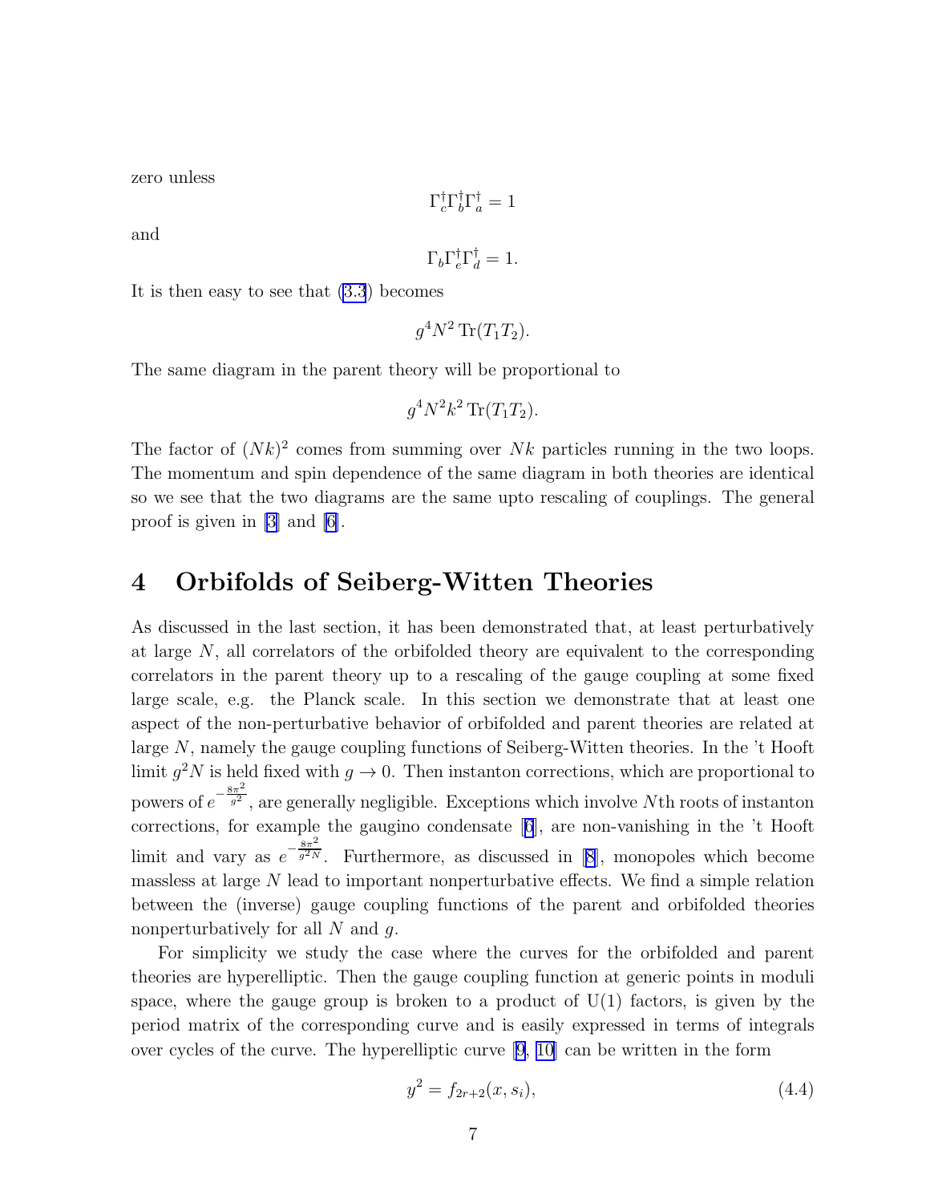zero unless

$$\Gamma_c^\dagger \Gamma_b^\dagger \Gamma_a^\dagger = 1$$

and

$$\Gamma_b \Gamma_e^\dagger \Gamma_d^\dagger = 1.$$

It is then easy to see that (3.3) becomes

$$g^4 N^2 \operatorname{Tr}(T_1 T_2).$$

The same diagram in the parent theory will be proportional to

$$g^4 N^2 k^2 \operatorname{Tr}(T_1 T_2).$$

The factor of $(Nk)^2$ comes from summing over $Nk$ particles running in the two loops. The momentum and spin dependence of the same diagram in both theories are identical so we see that the two diagrams are the same upto rescaling of couplings. The general proof is given in [3] and [6].

# 4 Orbifolds of Seiberg-Witten Theories

As discussed in the last section, it has been demonstrated that, at least perturbatively at large $N$, all correlators of the orbifolded theory are equivalent to the corresponding correlators in the parent theory up to a rescaling of the gauge coupling at some fixed large scale, e.g. the Planck scale. In this section we demonstrate that at least one aspect of the non-perturbative behavior of orbifolded and parent theories are related at large $N$, namely the gauge coupling functions of Seiberg-Witten theories. In the 't Hooft limit $g^2 N$ is held fixed with $g \to 0$. Then instanton corrections, which are proportional to powers of $e^{-\frac{8\pi^2}{g^2}}$, are generally negligible. Exceptions which involve $N$th roots of instanton corrections, for example the gaugino condensate [6], are non-vanishing in the 't Hooft limit and vary as $e^{-\frac{8\pi^2}{g^2 N}}$. Furthermore, as discussed in [8], monopoles which become massless at large $N$ lead to important nonperturbative effects. We find a simple relation between the (inverse) gauge coupling functions of the parent and orbifolded theories nonperturbatively for all $N$ and $g$.

For simplicity we study the case where the curves for the orbifolded and parent theories are hyperelliptic. Then the gauge coupling function at generic points in moduli space, where the gauge group is broken to a product of U(1) factors, is given by the period matrix of the corresponding curve and is easily expressed in terms of integrals over cycles of the curve. The hyperelliptic curve [9, 10] can be written in the form

$$y^2 = f_{2r+2}(x, s_i), \tag{4.4}$$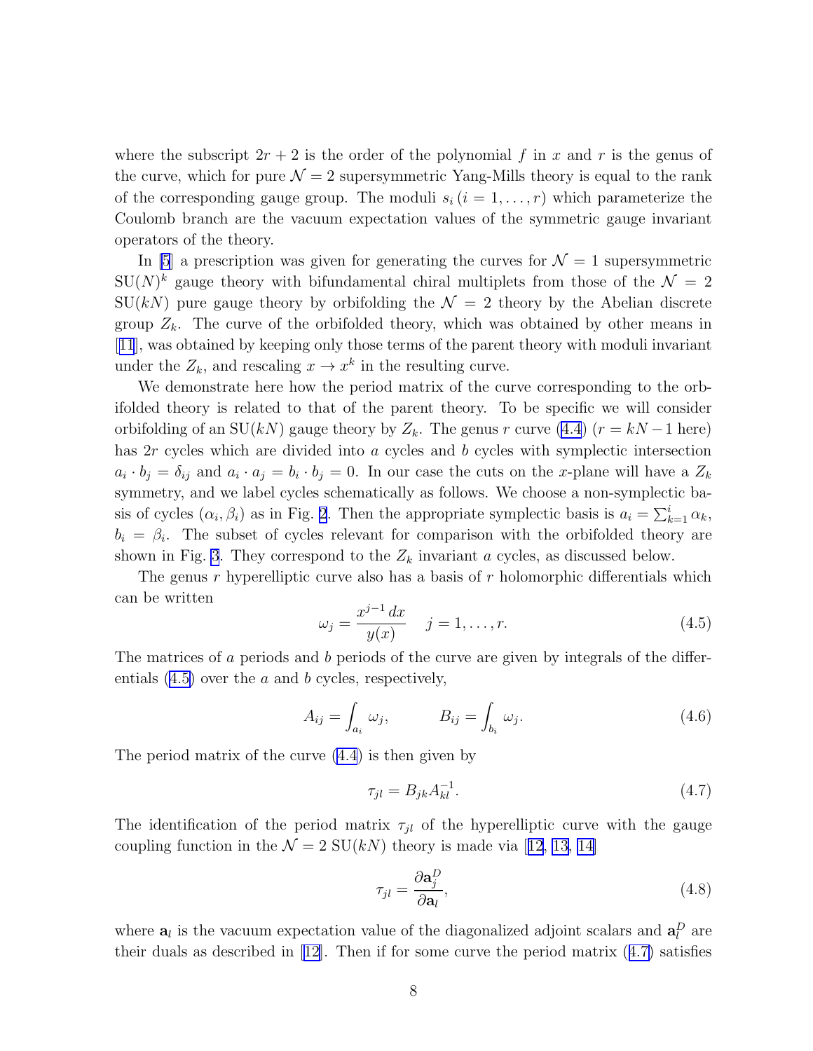where the subscript $2r+2$ is the order of the polynomial $f$ in $x$ and $r$ is the genus of the curve, which for pure $\mathcal{N}=2$ supersymmetric Yang-Mills theory is equal to the rank of the corresponding gauge group. The moduli $s_i\,(i=1,\ldots,r)$ which parameterize the Coulomb branch are the vacuum expectation values of the symmetric gauge invariant operators of the theory.

In [5] a prescription was given for generating the curves for $\mathcal{N}=1$ supersymmetric $\mathrm{SU}(N)^k$ gauge theory with bifundamental chiral multiplets from those of the $\mathcal{N}=2$ $\mathrm{SU}(kN)$ pure gauge theory by orbifolding the $\mathcal{N}=2$ theory by the Abelian discrete group $Z_k$. The curve of the orbifolded theory, which was obtained by other means in [11], was obtained by keeping only those terms of the parent theory with moduli invariant under the $Z_k$, and rescaling $x \to x^k$ in the resulting curve.

We demonstrate here how the period matrix of the curve corresponding to the orbifolded theory is related to that of the parent theory. To be specific we will consider orbifolding of an $\mathrm{SU}(kN)$ gauge theory by $Z_k$. The genus $r$ curve (4.4) ($r=kN-1$ here) has $2r$ cycles which are divided into $a$ cycles and $b$ cycles with symplectic intersection $a_i \cdot b_j = \delta_{ij}$ and $a_i \cdot a_j = b_i \cdot b_j = 0$. In our case the cuts on the $x$-plane will have a $Z_k$ symmetry, and we label cycles schematically as follows. We choose a non-symplectic basis of cycles $(\alpha_i, \beta_i)$ as in Fig. 2. Then the appropriate symplectic basis is $a_i = \sum_{k=1}^{i} \alpha_k$, $b_i = \beta_i$. The subset of cycles relevant for comparison with the orbifolded theory are shown in Fig. 3. They correspond to the $Z_k$ invariant $a$ cycles, as discussed below.

The genus $r$ hyperelliptic curve also has a basis of $r$ holomorphic differentials which can be written

$$\omega_j = \frac{x^{j-1}\,dx}{y(x)} \quad j=1,\ldots,r. \tag{4.5}$$

The matrices of $a$ periods and $b$ periods of the curve are given by integrals of the differentials (4.5) over the $a$ and $b$ cycles, respectively,

$$A_{ij} = \int_{a_i} \omega_j, \qquad B_{ij} = \int_{b_i} \omega_j. \tag{4.6}$$

The period matrix of the curve (4.4) is then given by

$$\tau_{jl} = B_{jk} A^{-1}_{kl}. \tag{4.7}$$

The identification of the period matrix $\tau_{jl}$ of the hyperelliptic curve with the gauge coupling function in the $\mathcal{N}=2$ $\mathrm{SU}(kN)$ theory is made via [12, 13, 14]

$$\tau_{jl} = \frac{\partial \mathbf{a}^D_j}{\partial \mathbf{a}_l}, \tag{4.8}$$

where $\mathbf{a}_l$ is the vacuum expectation value of the diagonalized adjoint scalars and $\mathbf{a}^D_l$ are their duals as described in [12]. Then if for some curve the period matrix (4.7) satisfies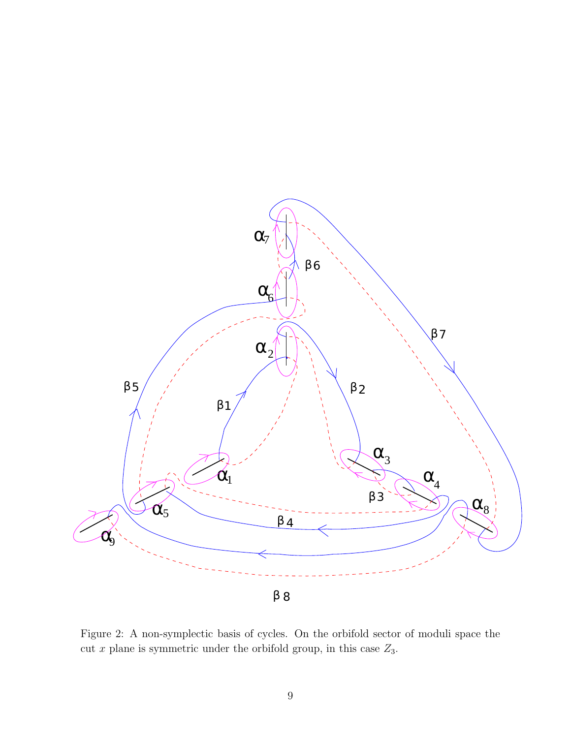Figure 2: A non-symplectic basis of cycles. On the orbifold sector of moduli space the cut $x$ plane is symmetric under the orbifold group, in this case $Z_3$.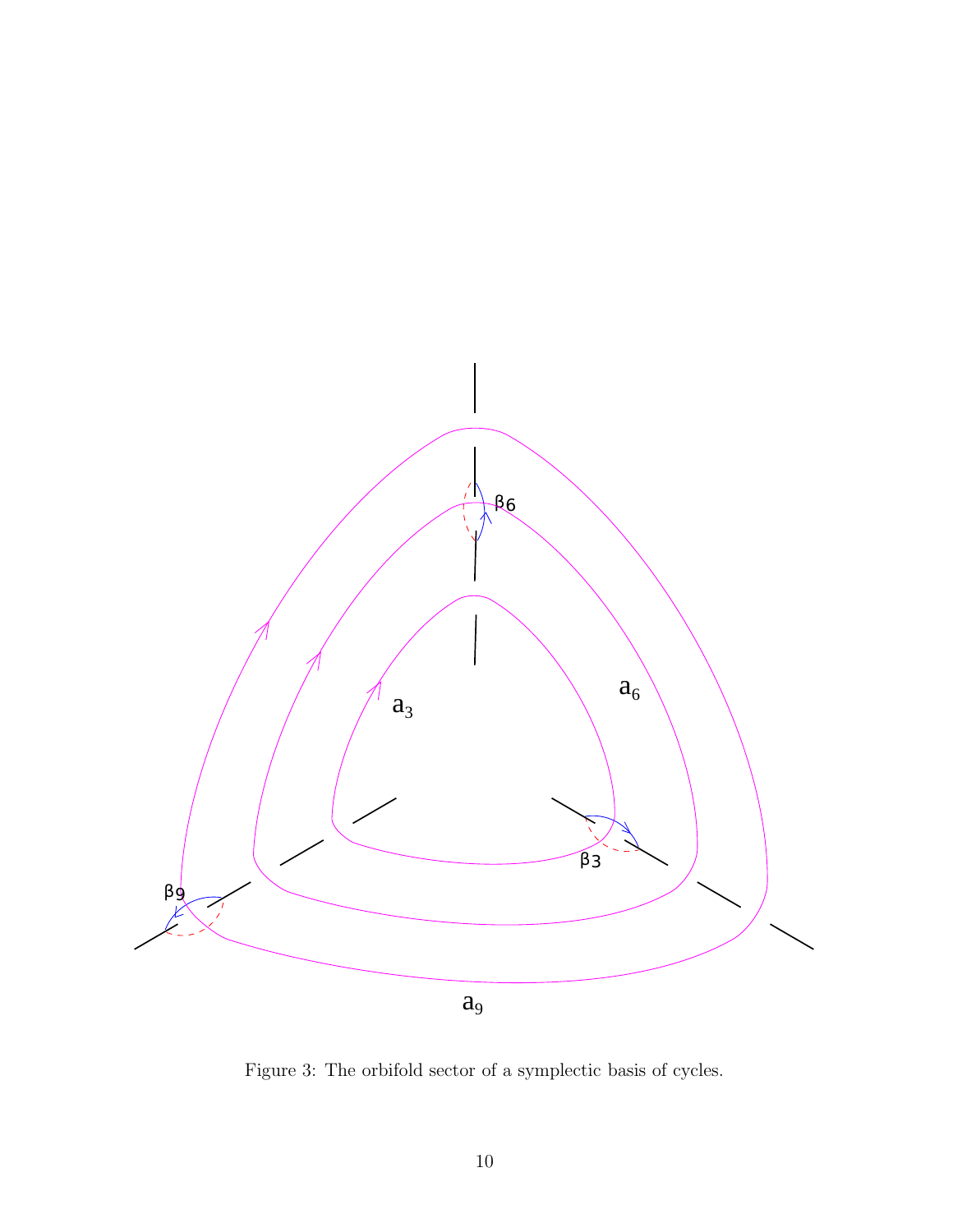Figure 3: The orbifold sector of a symplectic basis of cycles.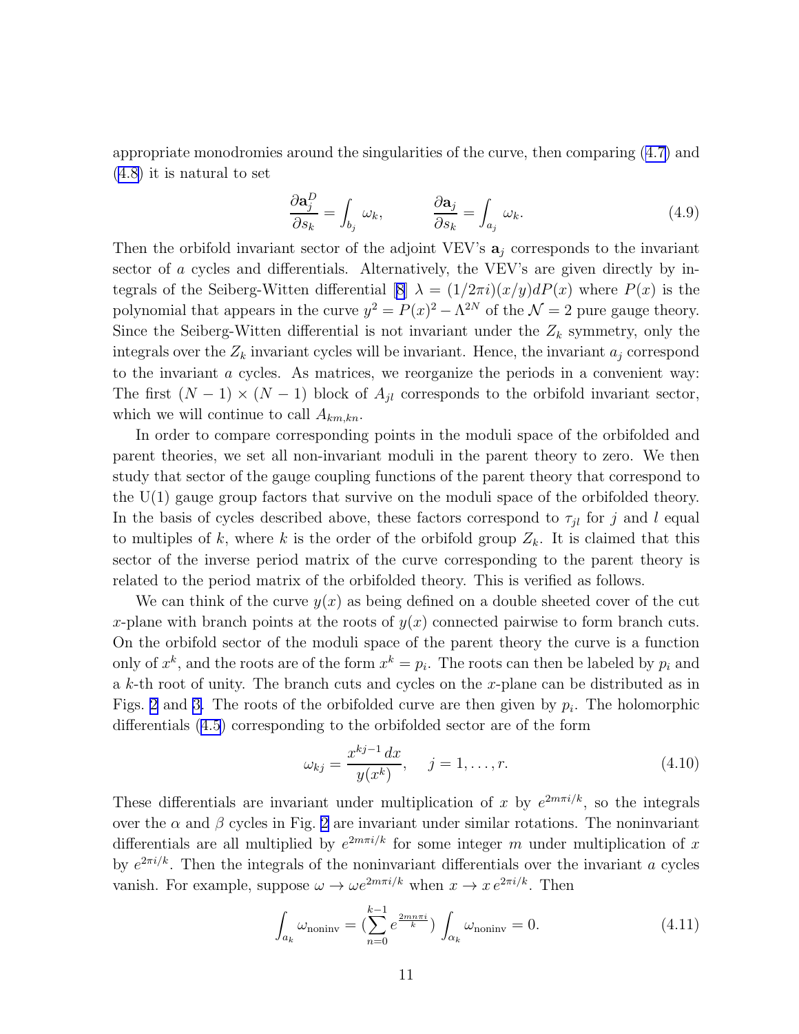appropriate monodromies around the singularities of the curve, then comparing (4.7) and (4.8) it is natural to set

$$\frac{\partial \mathbf{a}_j^D}{\partial s_k} = \int_{b_j} \omega_k, \qquad \frac{\partial \mathbf{a}_j}{\partial s_k} = \int_{a_j} \omega_k. \tag{4.9}$$

Then the orbifold invariant sector of the adjoint VEV's $\mathbf{a}_j$ corresponds to the invariant sector of $a$ cycles and differentials. Alternatively, the VEV's are given directly by integrals of the Seiberg-Witten differential [8] $\lambda = (1/2\pi i)(x/y)dP(x)$ where $P(x)$ is the polynomial that appears in the curve $y^2 = P(x)^2 - \Lambda^{2N}$ of the $\mathcal{N} = 2$ pure gauge theory. Since the Seiberg-Witten differential is not invariant under the $Z_k$ symmetry, only the integrals over the $Z_k$ invariant cycles will be invariant. Hence, the invariant $a_j$ correspond to the invariant $a$ cycles. As matrices, we reorganize the periods in a convenient way: The first $(N-1) \times (N-1)$ block of $A_{jl}$ corresponds to the orbifold invariant sector, which we will continue to call $A_{km,kn}$.

In order to compare corresponding points in the moduli space of the orbifolded and parent theories, we set all non-invariant moduli in the parent theory to zero. We then study that sector of the gauge coupling functions of the parent theory that correspond to the U(1) gauge group factors that survive on the moduli space of the orbifolded theory. In the basis of cycles described above, these factors correspond to $\tau_{jl}$ for $j$ and $l$ equal to multiples of $k$, where $k$ is the order of the orbifold group $Z_k$. It is claimed that this sector of the inverse period matrix of the curve corresponding to the parent theory is related to the period matrix of the orbifolded theory. This is verified as follows.

We can think of the curve $y(x)$ as being defined on a double sheeted cover of the cut $x$-plane with branch points at the roots of $y(x)$ connected pairwise to form branch cuts. On the orbifold sector of the moduli space of the parent theory the curve is a function only of $x^k$, and the roots are of the form $x^k = p_i$. The roots can then be labeled by $p_i$ and a $k$-th root of unity. The branch cuts and cycles on the $x$-plane can be distributed as in Figs. 2 and 3. The roots of the orbifolded curve are then given by $p_i$. The holomorphic differentials (4.5) corresponding to the orbifolded sector are of the form

$$\omega_{kj} = \frac{x^{kj-1}\,dx}{y(x^k)}, \quad j = 1, \ldots, r. \tag{4.10}$$

These differentials are invariant under multiplication of $x$ by $e^{2m\pi i/k}$, so the integrals over the $\alpha$ and $\beta$ cycles in Fig. 2 are invariant under similar rotations. The noninvariant differentials are all multiplied by $e^{2m\pi i/k}$ for some integer $m$ under multiplication of $x$ by $e^{2\pi i/k}$. Then the integrals of the noninvariant differentials over the invariant $a$ cycles vanish. For example, suppose $\omega \to \omega e^{2m\pi i/k}$ when $x \to x\, e^{2\pi i/k}$. Then

$$\int_{a_k} \omega_{\text{noninv}} = \left(\sum_{n=0}^{k-1} e^{\frac{2mn\pi i}{k}}\right) \int_{\alpha_k} \omega_{\text{noninv}} = 0. \tag{4.11}$$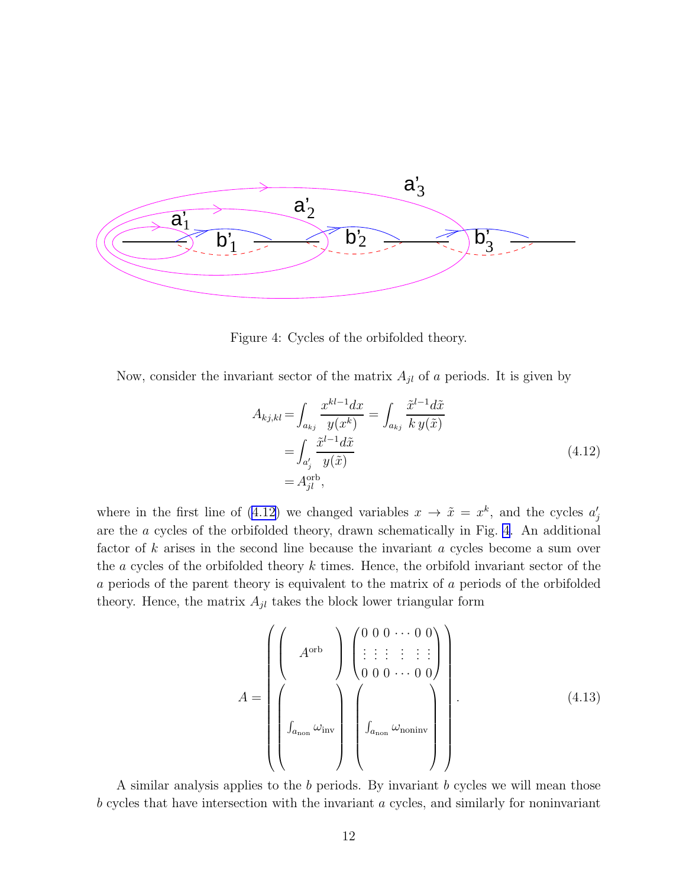Figure 4: Cycles of the orbifolded theory.

Now, consider the invariant sector of the matrix $A_{jl}$ of $a$ periods. It is given by

$$
\begin{aligned}
A_{kj,kl} &= \int_{a_{kj}} \frac{x^{kl-1}dx}{y(x^k)} = \int_{a_{kj}} \frac{\tilde{x}^{l-1}d\tilde{x}}{k\,y(\tilde{x})} \\
&= \int_{a'_j} \frac{\tilde{x}^{l-1}d\tilde{x}}{y(\tilde{x})} \\
&= A^{\text{orb}}_{jl},
\end{aligned}
\tag{4.12}
$$

where in the first line of (4.12) we changed variables $x \to \tilde{x} = x^k$, and the cycles $a'_j$ are the $a$ cycles of the orbifolded theory, drawn schematically in Fig. 4. An additional factor of $k$ arises in the second line because the invariant $a$ cycles become a sum over the $a$ cycles of the orbifolded theory $k$ times. Hence, the orbifold invariant sector of the $a$ periods of the parent theory is equivalent to the matrix of $a$ periods of the orbifolded theory. Hence, the matrix $A_{jl}$ takes the block lower triangular form

$$
A = \begin{pmatrix}
\begin{pmatrix} \\ A^{\text{orb}} \\ \\ \end{pmatrix} & \begin{pmatrix} 0 & 0 & 0 & \cdots & 0 & 0 \\ \vdots & \vdots & \vdots & \vdots & \vdots & \vdots \\ 0 & 0 & 0 & \cdots & 0 & 0 \end{pmatrix} \\
\begin{pmatrix} \\ \\ \int_{a_{\text{non}}} \omega_{\text{inv}} \\ \\ \\ \end{pmatrix} & \begin{pmatrix} \\ \\ \int_{a_{\text{non}}} \omega_{\text{noninv}} \\ \\ \\ \end{pmatrix}
\end{pmatrix}.
\tag{4.13}
$$

A similar analysis applies to the $b$ periods. By invariant $b$ cycles we will mean those $b$ cycles that have intersection with the invariant $a$ cycles, and similarly for noninvariant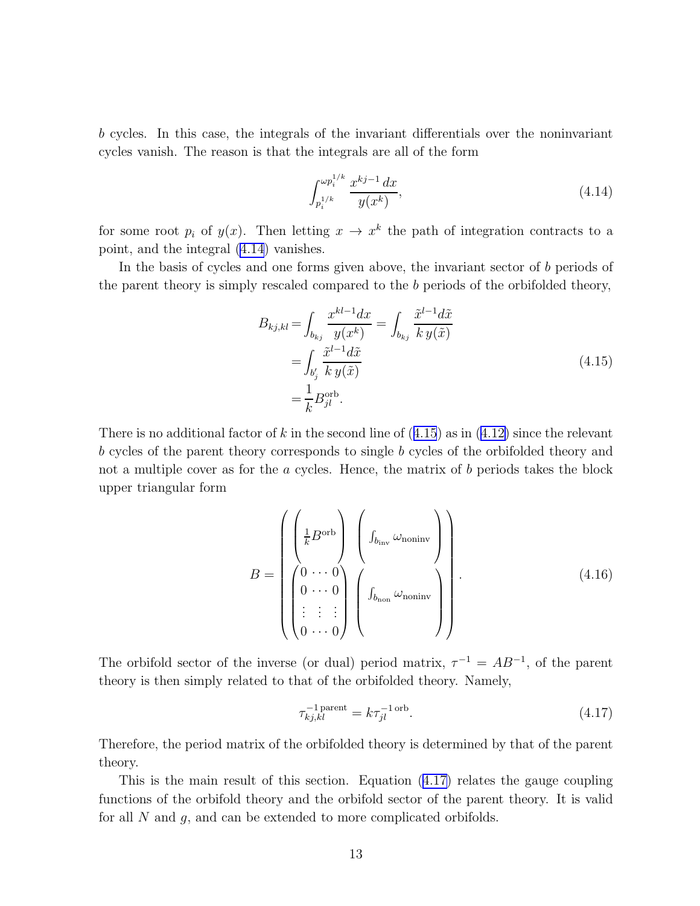$b$ cycles. In this case, the integrals of the invariant differentials over the noninvariant cycles vanish. The reason is that the integrals are all of the form

$$\int_{p_i^{1/k}}^{\omega p_i^{1/k}} \frac{x^{kj-1}\,dx}{y(x^k)}, \tag{4.14}$$

for some root $p_i$ of $y(x)$. Then letting $x \to x^k$ the path of integration contracts to a point, and the integral (4.14) vanishes.

In the basis of cycles and one forms given above, the invariant sector of $b$ periods of the parent theory is simply rescaled compared to the $b$ periods of the orbifolded theory,

$$\begin{aligned}
B_{kj,kl} &= \int_{b_{kj}} \frac{x^{kl-1}dx}{y(x^k)} = \int_{b_{kj}} \frac{\tilde{x}^{l-1}d\tilde{x}}{k\,y(\tilde{x})} \\
&= \int_{b'_j} \frac{\tilde{x}^{l-1}d\tilde{x}}{k\,y(\tilde{x})} \\
&= \frac{1}{k} B^{\rm orb}_{jl}.
\end{aligned} \tag{4.15}$$

There is no additional factor of $k$ in the second line of (4.15) as in (4.12) since the relevant $b$ cycles of the parent theory corresponds to single $b$ cycles of the orbifolded theory and not a multiple cover as for the $a$ cycles. Hence, the matrix of $b$ periods takes the block upper triangular form

$$B = \begin{pmatrix} \begin{pmatrix} \frac{1}{k} B^{\rm orb} \end{pmatrix} & \begin{pmatrix} \int_{b_{\rm inv}} \omega_{\rm noninv} \end{pmatrix} \\ \begin{pmatrix} 0 & \cdots & 0 \\ 0 & \cdots & 0 \\ \vdots & \vdots & \vdots \\ 0 & \cdots & 0 \end{pmatrix} & \begin{pmatrix} \int_{b_{\rm non}} \omega_{\rm noninv} \end{pmatrix} \end{pmatrix}. \tag{4.16}$$

The orbifold sector of the inverse (or dual) period matrix, $\tau^{-1} = AB^{-1}$, of the parent theory is then simply related to that of the orbifolded theory. Namely,

$$\tau^{-1\,{\rm parent}}_{kj,kl} = k\tau^{-1\,{\rm orb}}_{jl}. \tag{4.17}$$

Therefore, the period matrix of the orbifolded theory is determined by that of the parent theory.

This is the main result of this section. Equation (4.17) relates the gauge coupling functions of the orbifold theory and the orbifold sector of the parent theory. It is valid for all $N$ and $g$, and can be extended to more complicated orbifolds.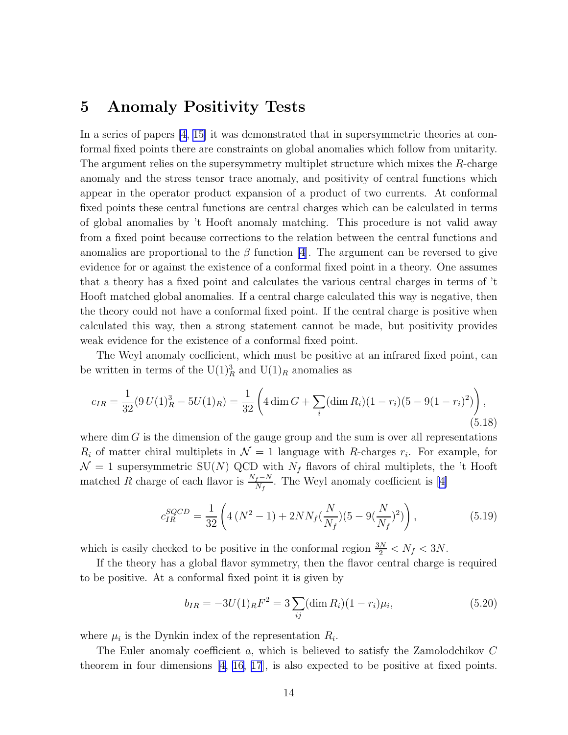## 5 Anomaly Positivity Tests

In a series of papers [4, 15] it was demonstrated that in supersymmetric theories at conformal fixed points there are constraints on global anomalies which follow from unitarity. The argument relies on the supersymmetry multiplet structure which mixes the $R$-charge anomaly and the stress tensor trace anomaly, and positivity of central functions which appear in the operator product expansion of a product of two currents. At conformal fixed points these central functions are central charges which can be calculated in terms of global anomalies by 't Hooft anomaly matching. This procedure is not valid away from a fixed point because corrections to the relation between the central functions and anomalies are proportional to the $\beta$ function [4]. The argument can be reversed to give evidence for or against the existence of a conformal fixed point in a theory. One assumes that a theory has a fixed point and calculates the various central charges in terms of 't Hooft matched global anomalies. If a central charge calculated this way is negative, then the theory could not have a conformal fixed point. If the central charge is positive when calculated this way, then a strong statement cannot be made, but positivity provides weak evidence for the existence of a conformal fixed point.

The Weyl anomaly coefficient, which must be positive at an infrared fixed point, can be written in terms of the $\mathrm{U}(1)_R^3$ and $\mathrm{U}(1)_R$ anomalies as

$$c_{IR} = \frac{1}{32}(9\,U(1)_R^3 - 5U(1)_R) = \frac{1}{32}\left(4\dim G + \sum_i (\dim R_i)(1-r_i)(5 - 9(1-r_i)^2)\right), \tag{5.18}$$

where $\dim G$ is the dimension of the gauge group and the sum is over all representations $R_i$ of matter chiral multiplets in $\mathcal{N}=1$ language with $R$-charges $r_i$. For example, for $\mathcal{N}=1$ supersymmetric SU($N$) QCD with $N_f$ flavors of chiral multiplets, the 't Hooft matched $R$ charge of each flavor is $\frac{N_f - N}{N_f}$. The Weyl anomaly coefficient is [4]

$$c_{IR}^{SQCD} = \frac{1}{32}\left(4\,(N^2-1) + 2NN_f(\frac{N}{N_f})(5 - 9(\frac{N}{N_f})^2)\right), \tag{5.19}$$

which is easily checked to be positive in the conformal region $\frac{3N}{2} < N_f < 3N$.

If the theory has a global flavor symmetry, then the flavor central charge is required to be positive. At a conformal fixed point it is given by

$$b_{IR} = -3U(1)_R F^2 = 3\sum_{ij}(\dim R_i)(1-r_i)\mu_i, \tag{5.20}$$

where $\mu_i$ is the Dynkin index of the representation $R_i$.

The Euler anomaly coefficient $a$, which is believed to satisfy the Zamolodchikov $C$ theorem in four dimensions [4, 16, 17], is also expected to be positive at fixed points.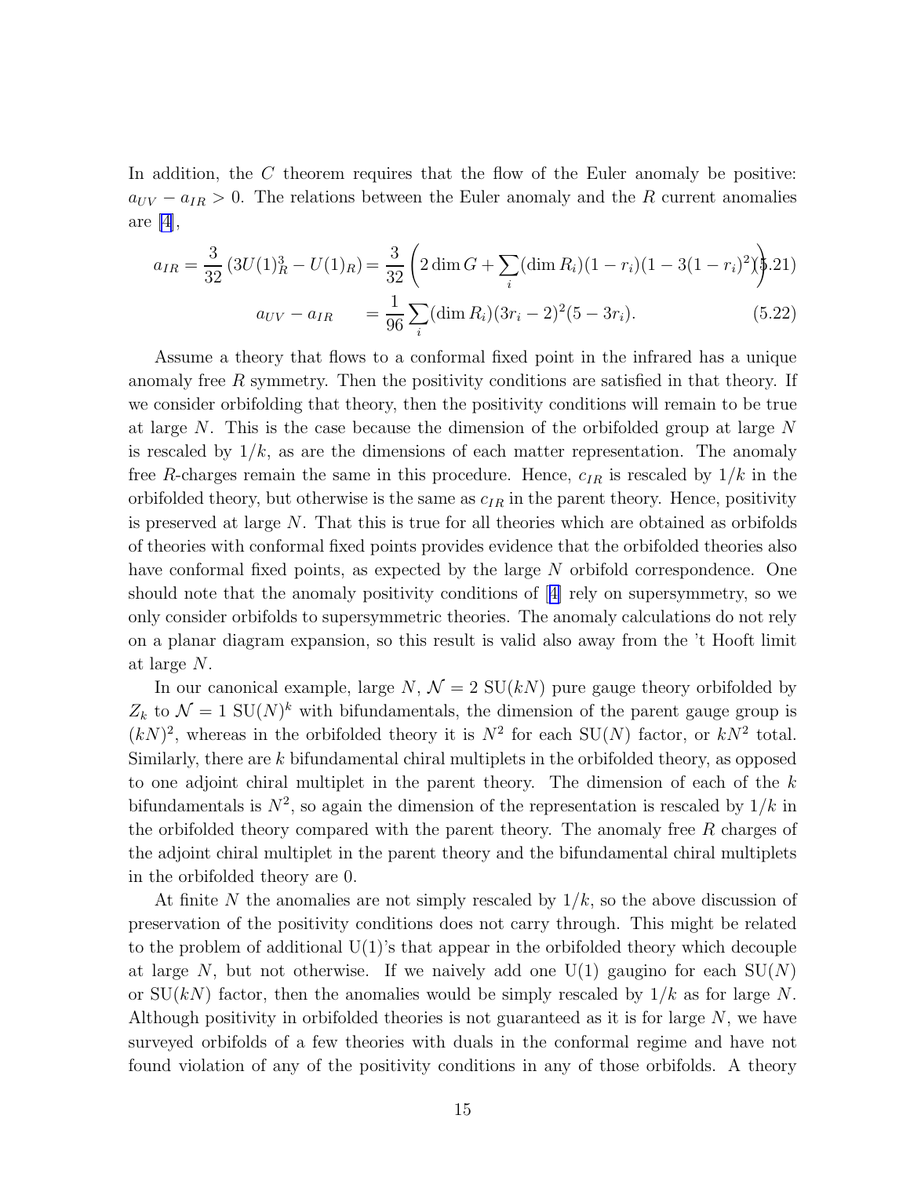In addition, the $C$ theorem requires that the flow of the Euler anomaly be positive: $a_{UV} - a_{IR} > 0$. The relations between the Euler anomaly and the $R$ current anomalies are [4],

$$a_{IR} = \frac{3}{32}\left(3U(1)_R^3 - U(1)_R\right) = \frac{3}{32}\left(2\dim G + \sum_i (\dim R_i)(1-r_i)(1-3(1-r_i)^2)\right) \tag{5.21}$$

$$a_{UV} - a_{IR} = \frac{1}{96}\sum_i (\dim R_i)(3r_i - 2)^2(5-3r_i). \tag{5.22}$$

Assume a theory that flows to a conformal fixed point in the infrared has a unique anomaly free $R$ symmetry. Then the positivity conditions are satisfied in that theory. If we consider orbifolding that theory, then the positivity conditions will remain to be true at large $N$. This is the case because the dimension of the orbifolded group at large $N$ is rescaled by $1/k$, as are the dimensions of each matter representation. The anomaly free $R$-charges remain the same in this procedure. Hence, $c_{IR}$ is rescaled by $1/k$ in the orbifolded theory, but otherwise is the same as $c_{IR}$ in the parent theory. Hence, positivity is preserved at large $N$. That this is true for all theories which are obtained as orbifolds of theories with conformal fixed points provides evidence that the orbifolded theories also have conformal fixed points, as expected by the large $N$ orbifold correspondence. One should note that the anomaly positivity conditions of [4] rely on supersymmetry, so we only consider orbifolds to supersymmetric theories. The anomaly calculations do not rely on a planar diagram expansion, so this result is valid also away from the 't Hooft limit at large $N$.

In our canonical example, large $N$, $\mathcal{N} = 2$ SU($kN$) pure gauge theory orbifolded by $Z_k$ to $\mathcal{N} = 1$ SU($N$)$^k$ with bifundamentals, the dimension of the parent gauge group is $(kN)^2$, whereas in the orbifolded theory it is $N^2$ for each SU($N$) factor, or $kN^2$ total. Similarly, there are $k$ bifundamental chiral multiplets in the orbifolded theory, as opposed to one adjoint chiral multiplet in the parent theory. The dimension of each of the $k$ bifundamentals is $N^2$, so again the dimension of the representation is rescaled by $1/k$ in the orbifolded theory compared with the parent theory. The anomaly free $R$ charges of the adjoint chiral multiplet in the parent theory and the bifundamental chiral multiplets in the orbifolded theory are 0.

At finite $N$ the anomalies are not simply rescaled by $1/k$, so the above discussion of preservation of the positivity conditions does not carry through. This might be related to the problem of additional U(1)'s that appear in the orbifolded theory which decouple at large $N$, but not otherwise. If we naively add one U(1) gaugino for each SU($N$) or SU($kN$) factor, then the anomalies would be simply rescaled by $1/k$ as for large $N$. Although positivity in orbifolded theories is not guaranteed as it is for large $N$, we have surveyed orbifolds of a few theories with duals in the conformal regime and have not found violation of any of the positivity conditions in any of those orbifolds. A theory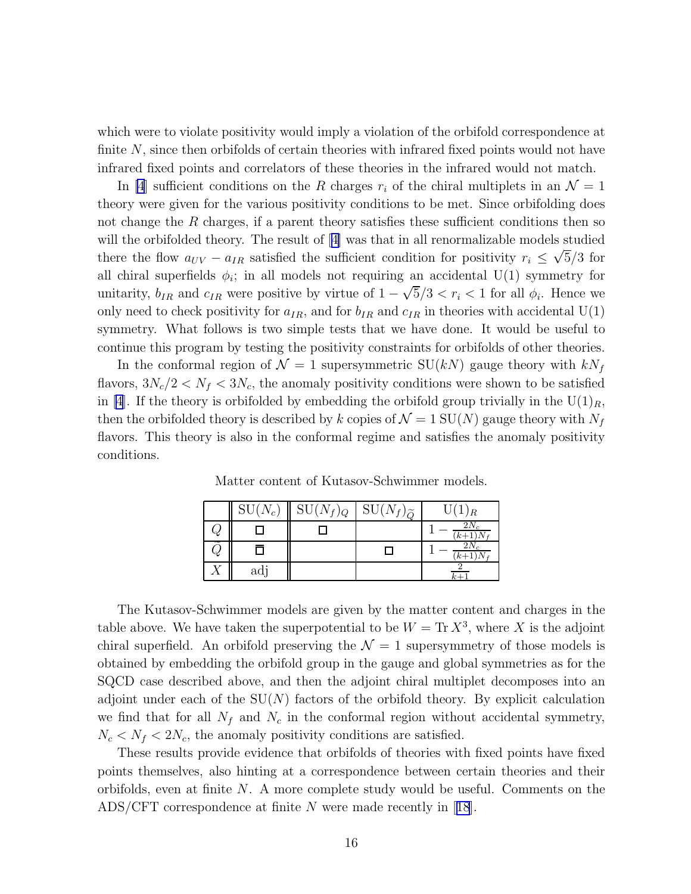which were to violate positivity would imply a violation of the orbifold correspondence at finite $N$, since then orbifolds of certain theories with infrared fixed points would not have infrared fixed points and correlators of these theories in the infrared would not match.

In [4] sufficient conditions on the $R$ charges $r_i$ of the chiral multiplets in an $\mathcal{N} = 1$ theory were given for the various positivity conditions to be met. Since orbifolding does not change the $R$ charges, if a parent theory satisfies these sufficient conditions then so will the orbifolded theory. The result of [4] was that in all renormalizable models studied there the flow $a_{UV} - a_{IR}$ satisfied the sufficient condition for positivity $r_i \leq \sqrt{5}/3$ for all chiral superfields $\phi_i$; in all models not requiring an accidental $\mathrm{U}(1)$ symmetry for unitarity, $b_{IR}$ and $c_{IR}$ were positive by virtue of $1 - \sqrt{5}/3 < r_i < 1$ for all $\phi_i$. Hence we only need to check positivity for $a_{IR}$, and for $b_{IR}$ and $c_{IR}$ in theories with accidental $\mathrm{U}(1)$ symmetry. What follows is two simple tests that we have done. It would be useful to continue this program by testing the positivity constraints for orbifolds of other theories.

In the conformal region of $\mathcal{N} = 1$ supersymmetric $\mathrm{SU}(kN)$ gauge theory with $kN_f$ flavors, $3N_c/2 < N_f < 3N_c$, the anomaly positivity conditions were shown to be satisfied in [4]. If the theory is orbifolded by embedding the orbifold group trivially in the $\mathrm{U}(1)_R$, then the orbifolded theory is described by $k$ copies of $\mathcal{N} = 1$ $\mathrm{SU}(N)$ gauge theory with $N_f$ flavors. This theory is also in the conformal regime and satisfies the anomaly positivity conditions.

Matter content of Kutasov-Schwimmer models.

| | $\mathrm{SU}(N_c)$ | $\mathrm{SU}(N_f)_Q$ | $\mathrm{SU}(N_f)_{\widetilde{Q}}$ | $\mathrm{U}(1)_R$ |
|---|---|---|---|---|
| $Q$ | $\Box$ | $\Box$ | | $1 - \frac{2N_c}{(k+1)N_f}$ |
| $\widetilde{Q}$ | $\overline{\Box}$ | | $\Box$ | $1 - \frac{2N_c}{(k+1)N_f}$ |
| $X$ | adj | | | $\frac{2}{k+1}$ |

The Kutasov-Schwimmer models are given by the matter content and charges in the table above. We have taken the superpotential to be $W = \mathrm{Tr}\, X^3$, where $X$ is the adjoint chiral superfield. An orbifold preserving the $\mathcal{N} = 1$ supersymmetry of those models is obtained by embedding the orbifold group in the gauge and global symmetries as for the SQCD case described above, and then the adjoint chiral multiplet decomposes into an adjoint under each of the $\mathrm{SU}(N)$ factors of the orbifold theory. By explicit calculation we find that for all $N_f$ and $N_c$ in the conformal region without accidental symmetry, $N_c < N_f < 2N_c$, the anomaly positivity conditions are satisfied.

These results provide evidence that orbifolds of theories with fixed points have fixed points themselves, also hinting at a correspondence between certain theories and their orbifolds, even at finite $N$. A more complete study would be useful. Comments on the ADS/CFT correspondence at finite $N$ were made recently in [18].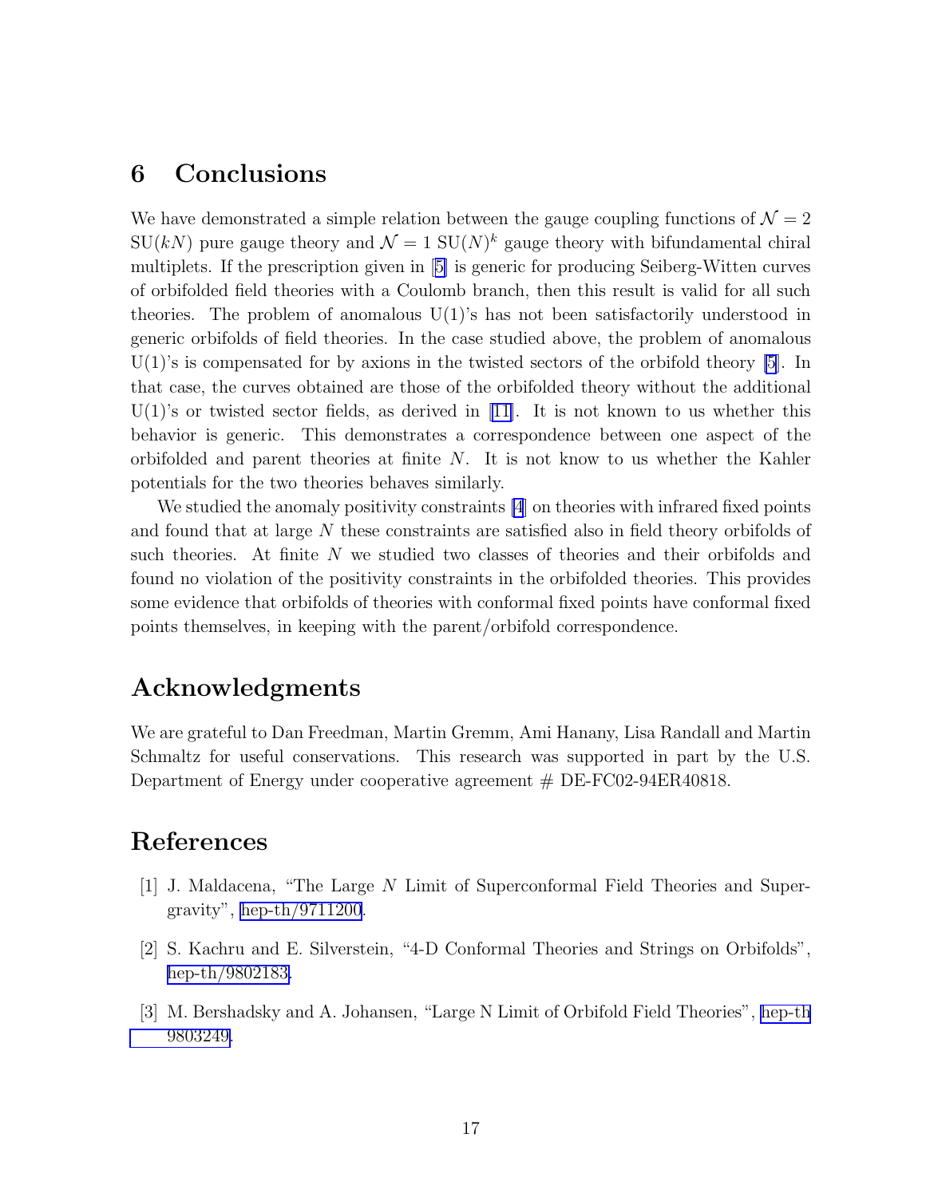## 6 Conclusions

We have demonstrated a simple relation between the gauge coupling functions of $\mathcal{N} = 2$ SU($kN$) pure gauge theory and $\mathcal{N} = 1$ SU$(N)^k$ gauge theory with bifundamental chiral multiplets. If the prescription given in [5] is generic for producing Seiberg-Witten curves of orbifolded field theories with a Coulomb branch, then this result is valid for all such theories. The problem of anomalous U(1)'s has not been satisfactorily understood in generic orbifolds of field theories. In the case studied above, the problem of anomalous U(1)'s is compensated for by axions in the twisted sectors of the orbifold theory [5]. In that case, the curves obtained are those of the orbifolded theory without the additional U(1)'s or twisted sector fields, as derived in [11]. It is not known to us whether this behavior is generic. This demonstrates a correspondence between one aspect of the orbifolded and parent theories at finite $N$. It is not know to us whether the Kahler potentials for the two theories behaves similarly.

We studied the anomaly positivity constraints [4] on theories with infrared fixed points and found that at large $N$ these constraints are satisfied also in field theory orbifolds of such theories. At finite $N$ we studied two classes of theories and their orbifolds and found no violation of the positivity constraints in the orbifolded theories. This provides some evidence that orbifolds of theories with conformal fixed points have conformal fixed points themselves, in keeping with the parent/orbifold correspondence.

## Acknowledgments

We are grateful to Dan Freedman, Martin Gremm, Ami Hanany, Lisa Randall and Martin Schmaltz for useful conservations. This research was supported in part by the U.S. Department of Energy under cooperative agreement # DE-FC02-94ER40818.

## References

[1] J. Maldacena, "The Large $N$ Limit of Superconformal Field Theories and Supergravity", hep-th/9711200.

[2] S. Kachru and E. Silverstein, "4-D Conformal Theories and Strings on Orbifolds", hep-th/9802183.

[3] M. Bershadsky and A. Johansen, "Large N Limit of Orbifold Field Theories", hep-th 9803249.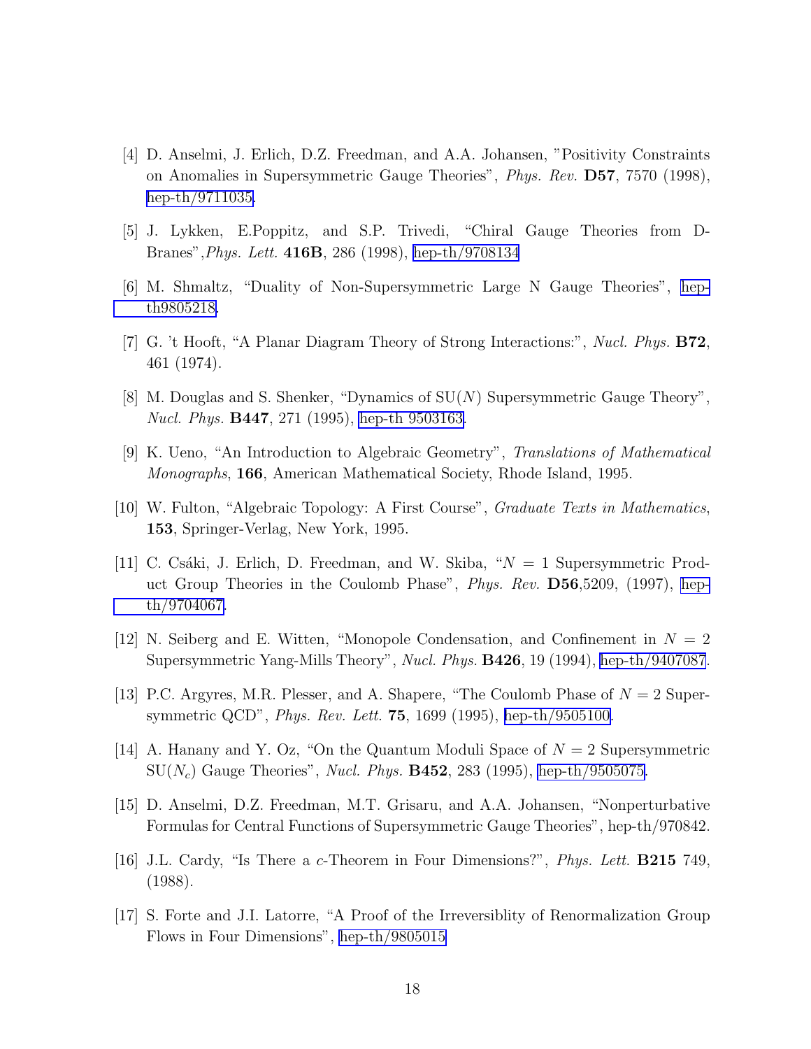[4] D. Anselmi, J. Erlich, D.Z. Freedman, and A.A. Johansen, "Positivity Constraints on Anomalies in Supersymmetric Gauge Theories", *Phys. Rev.* **D57**, 7570 (1998), hep-th/9711035.

[5] J. Lykken, E.Poppitz, and S.P. Trivedi, "Chiral Gauge Theories from D-Branes",*Phys. Lett.* **416B**, 286 (1998), hep-th/9708134

[6] M. Shmaltz, "Duality of Non-Supersymmetric Large N Gauge Theories", hep-th9805218.

[7] G. 't Hooft, "A Planar Diagram Theory of Strong Interactions:", *Nucl. Phys.* **B72**, 461 (1974).

[8] M. Douglas and S. Shenker, "Dynamics of SU($N$) Supersymmetric Gauge Theory", *Nucl. Phys.* **B447**, 271 (1995), hep-th 9503163.

[9] K. Ueno, "An Introduction to Algebraic Geometry", *Translations of Mathematical Monographs*, **166**, American Mathematical Society, Rhode Island, 1995.

[10] W. Fulton, "Algebraic Topology: A First Course", *Graduate Texts in Mathematics*, **153**, Springer-Verlag, New York, 1995.

[11] C. Csáki, J. Erlich, D. Freedman, and W. Skiba, "$N = 1$ Supersymmetric Product Group Theories in the Coulomb Phase", *Phys. Rev.* **D56**,5209, (1997), hep-th/9704067.

[12] N. Seiberg and E. Witten, "Monopole Condensation, and Confinement in $N = 2$ Supersymmetric Yang-Mills Theory", *Nucl. Phys.* **B426**, 19 (1994), hep-th/9407087.

[13] P.C. Argyres, M.R. Plesser, and A. Shapere, "The Coulomb Phase of $N = 2$ Supersymmetric QCD", *Phys. Rev. Lett.* **75**, 1699 (1995), hep-th/9505100.

[14] A. Hanany and Y. Oz, "On the Quantum Moduli Space of $N = 2$ Supersymmetric SU($N_c$) Gauge Theories", *Nucl. Phys.* **B452**, 283 (1995), hep-th/9505075.

[15] D. Anselmi, D.Z. Freedman, M.T. Grisaru, and A.A. Johansen, "Nonperturbative Formulas for Central Functions of Supersymmetric Gauge Theories", hep-th/970842.

[16] J.L. Cardy, "Is There a $c$-Theorem in Four Dimensions?", *Phys. Lett.* **B215** 749, (1988).

[17] S. Forte and J.I. Latorre, "A Proof of the Irreversiblity of Renormalization Group Flows in Four Dimensions", hep-th/9805015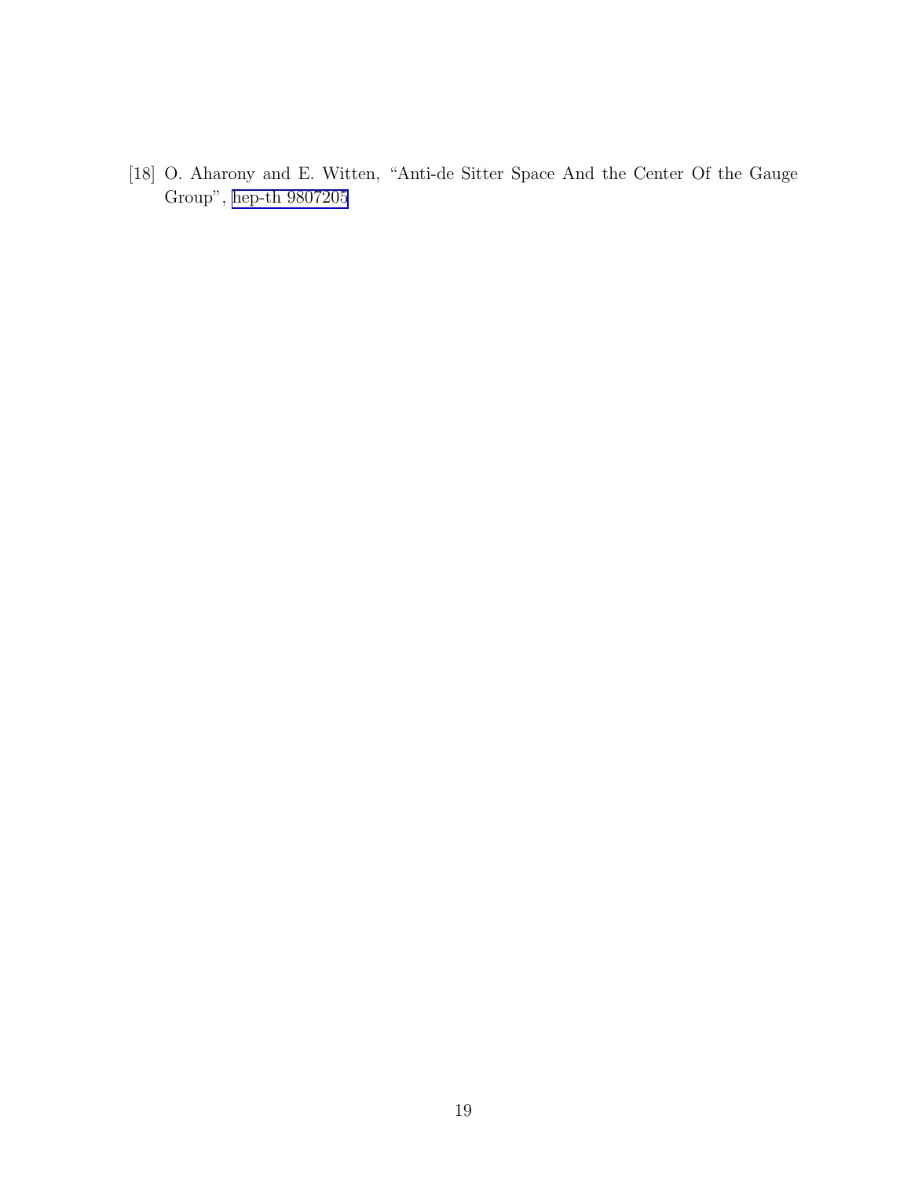[18] O. Aharony and E. Witten, "Anti-de Sitter Space And the Center Of the Gauge Group", hep-th 9807205